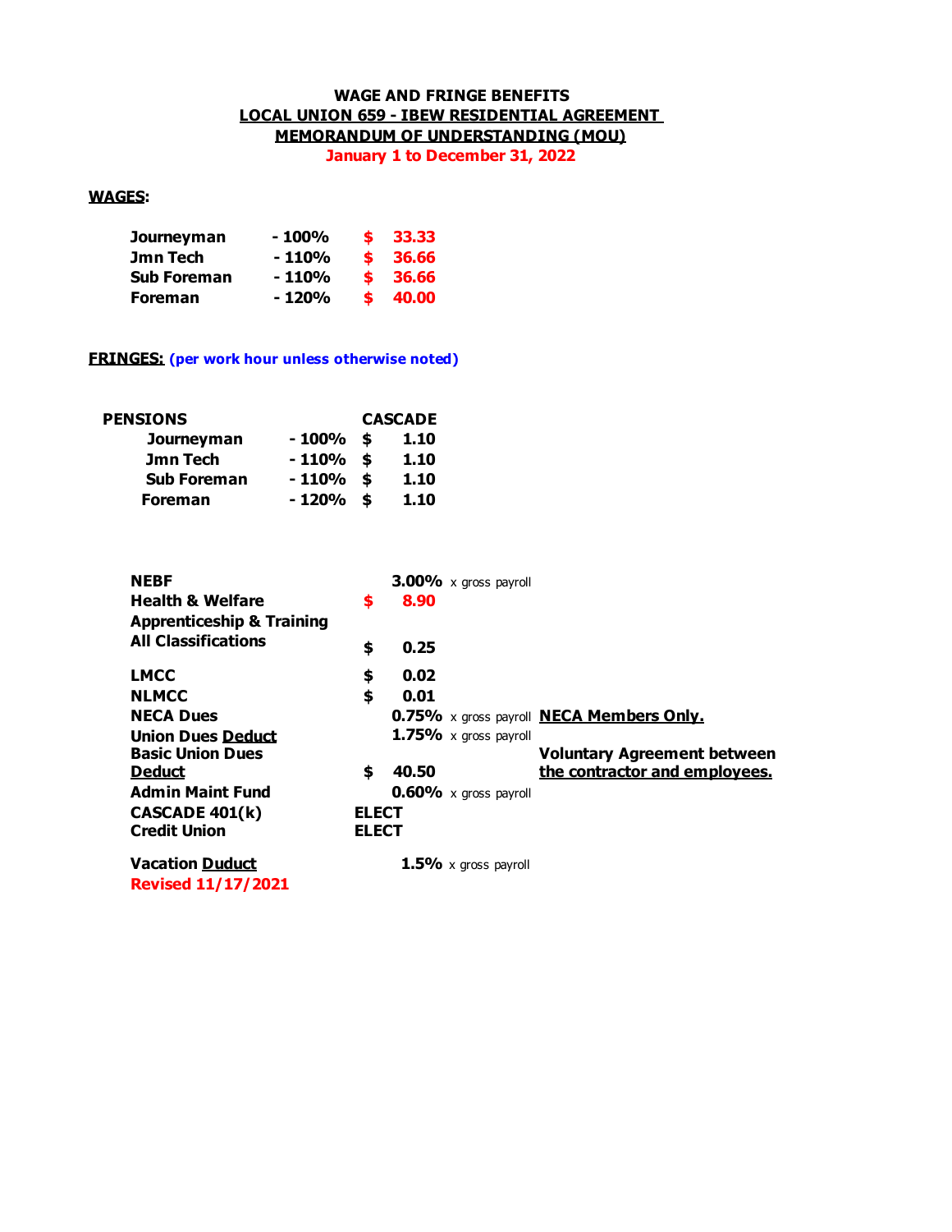# WAGE AND FRINGE BENEFITS

## LOCAL UNION 659 - IBEW RESIDENTIAL AGREEMENT

## MEMORANDUM OF UNDERSTANDING (MOU)

**January 1 to December 31, 2022**

**WAGES:**

| Classification | % | Rate |
|---|---|---|
| Journeyman | - 100% | $ 33.33 |
| Jmn Tech | - 110% | $ 36.66 |
| Sub Foreman | - 110% | $ 36.66 |
| Foreman | - 120% | $ 40.00 |

**FRINGES:** **(per work hour unless otherwise noted)**

| PENSIONS | | CASCADE |
|---|---|---|
| Journeyman | - 100% | $ 1.10 |
| Jmn Tech | - 110% | $ 1.10 |
| Sub Foreman | - 110% | $ 1.10 |
| Foreman | - 120% | $ 1.10 |

| Item | Amount | Basis | Note |
|---|---|---|---|
| NEBF | 3.00% | x gross payroll | |
| Health & Welfare | $ 8.90 | | |
| Apprenticeship & Training All Classifications | $ 0.25 | | |
| LMCC | $ 0.02 | | |
| NLMCC | $ 0.01 | | |
| NECA Dues | 0.75% | x gross payroll | NECA Members Only. |
| Union Dues Deduct | 1.75% | x gross payroll | |
| Basic Union Dues Deduct | $ 40.50 | | Voluntary Agreement between the contractor and employees. |
| Admin Maint Fund | 0.60% | x gross payroll | |
| CASCADE 401(k) | ELECT | | |
| Credit Union | ELECT | | |
| Vacation Duduct | 1.5% | x gross payroll | |

**Revised 11/17/2021**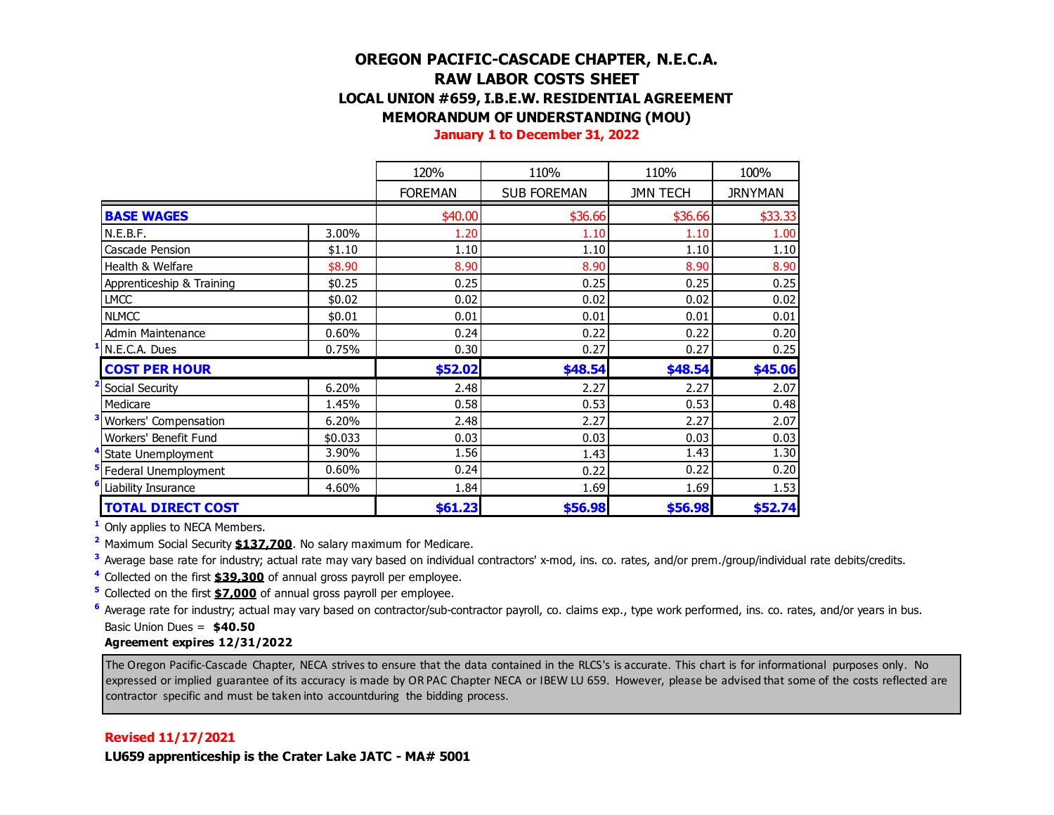# OREGON PACIFIC-CASCADE CHAPTER, N.E.C.A.
## RAW LABOR COSTS SHEET
### LOCAL UNION #659, I.B.E.W. RESIDENTIAL AGREEMENT
### MEMORANDUM OF UNDERSTANDING (MOU)
**January 1 to December 31, 2022**

| | | 120% | 110% | 110% | 100% |
|---|---|---|---|---|---|
| | | FOREMAN | SUB FOREMAN | JMN TECH | JRNYMAN |
| **BASE WAGES** | | $40.00 | $36.66 | $36.66 | $33.33 |
| N.E.B.F. | 3.00% | 1.20 | 1.10 | 1.10 | 1.00 |
| Cascade Pension | $1.10 | 1.10 | 1.10 | 1.10 | 1.10 |
| Health & Welfare | $8.90 | 8.90 | 8.90 | 8.90 | 8.90 |
| Apprenticeship & Training | $0.25 | 0.25 | 0.25 | 0.25 | 0.25 |
| LMCC | $0.02 | 0.02 | 0.02 | 0.02 | 0.02 |
| NLMCC | $0.01 | 0.01 | 0.01 | 0.01 | 0.01 |
| Admin Maintenance | 0.60% | 0.24 | 0.22 | 0.22 | 0.20 |
| [1] N.E.C.A. Dues | 0.75% | 0.30 | 0.27 | 0.27 | 0.25 |
| **COST PER HOUR** | | **$52.02** | **$48.54** | **$48.54** | **$45.06** |
| [2] Social Security | 6.20% | 2.48 | 2.27 | 2.27 | 2.07 |
| Medicare | 1.45% | 0.58 | 0.53 | 0.53 | 0.48 |
| [3] Workers' Compensation | 6.20% | 2.48 | 2.27 | 2.27 | 2.07 |
| Workers' Benefit Fund | $0.033 | 0.03 | 0.03 | 0.03 | 0.03 |
| [4] State Unemployment | 3.90% | 1.56 | 1.43 | 1.43 | 1.30 |
| [5] Federal Unemployment | 0.60% | 0.24 | 0.22 | 0.22 | 0.20 |
| [6] Liability Insurance | 4.60% | 1.84 | 1.69 | 1.69 | 1.53 |
| **TOTAL DIRECT COST** | | **$61.23** | **$56.98** | **$56.98** | **$52.74** |

[1] Only applies to NECA Members.

[2] Maximum Social Security **$137,700**. No salary maximum for Medicare.

[3] Average base rate for industry; actual rate may vary based on individual contractors' x-mod, ins. co. rates, and/or prem./group/individual rate debits/credits.

[4] Collected on the first **$39,300** of annual gross payroll per employee.

[5] Collected on the first **$7,000** of annual gross payroll per employee.

[6] Average rate for industry; actual may vary based on contractor/sub-contractor payroll, co. claims exp., type work performed, ins. co. rates, and/or years in bus.

Basic Union Dues = **$40.50**

**Agreement expires 12/31/2022**

The Oregon Pacific-Cascade Chapter, NECA strives to ensure that the data contained in the RLCS's is accurate. This chart is for informational purposes only. No expressed or implied guarantee of its accuracy is made by OR PAC Chapter NECA or IBEW LU 659. However, please be advised that some of the costs reflected are contractor specific and must be taken into accountduring the bidding process.

**Revised 11/17/2021**

**LU659 apprenticeship is the Crater Lake JATC - MA# 5001**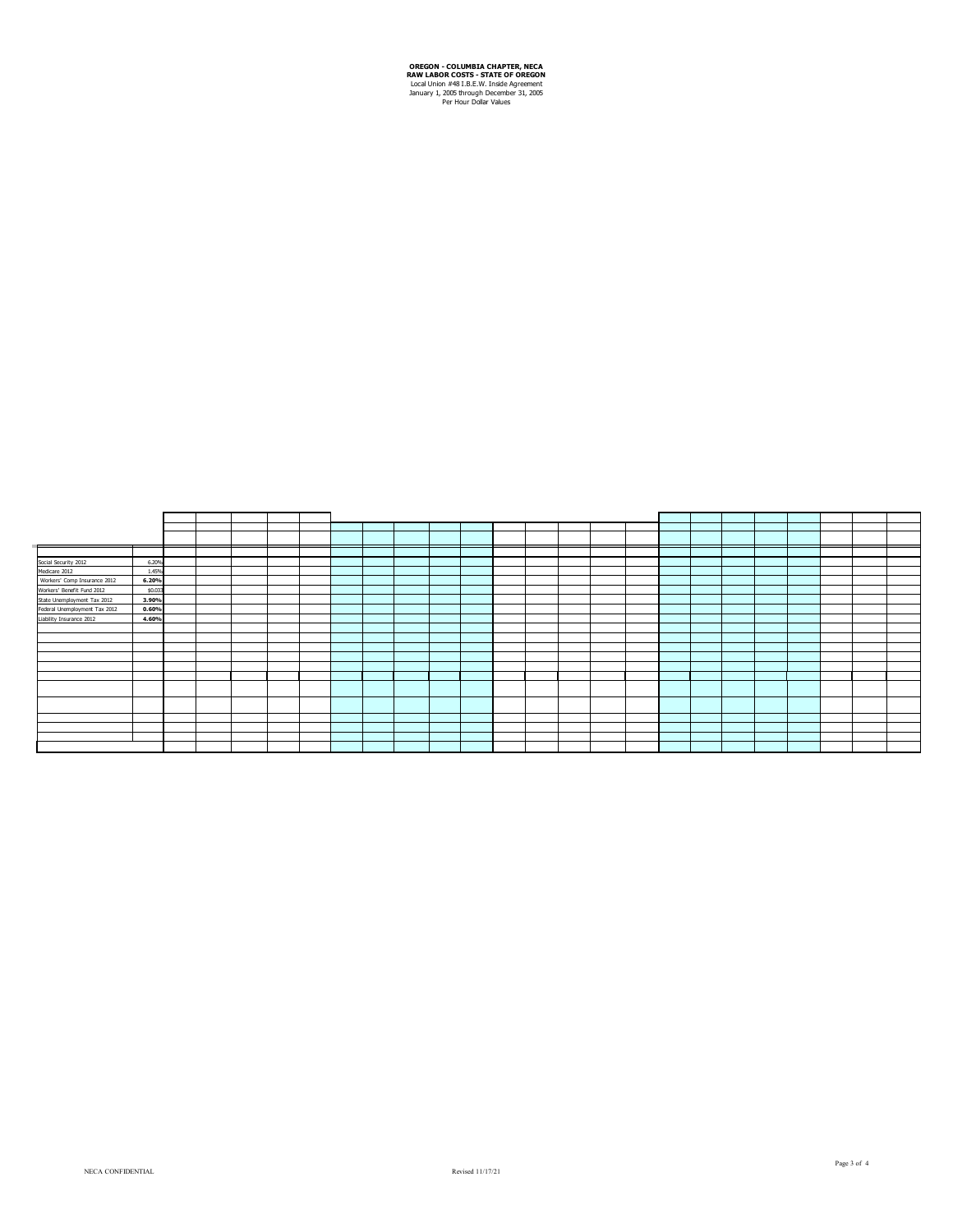**OREGON - COLUMBIA CHAPTER, NECA**
**RAW LABOR COSTS - STATE OF OREGON**
Local Union #48 I.B.E.W. Inside Agreement
January 1, 2005 through December 31, 2005
Per Hour Dollar Values

| | |
|---|---|
| Social Security 2012 | 6.20% |
| Medicare 2012 | 1.45% |
| Workers' Comp Insurance 2012 | **6.20%** |
| Workers' Benefit Fund 2012 | $0.033 |
| State Unemployment Tax 2012 | **3.90%** |
| Federal Unemployment Tax 2012 | **0.60%** |
| Liability Insurance 2012 | **4.60%** |

NECA CONFIDENTIAL

Revised 11/17/21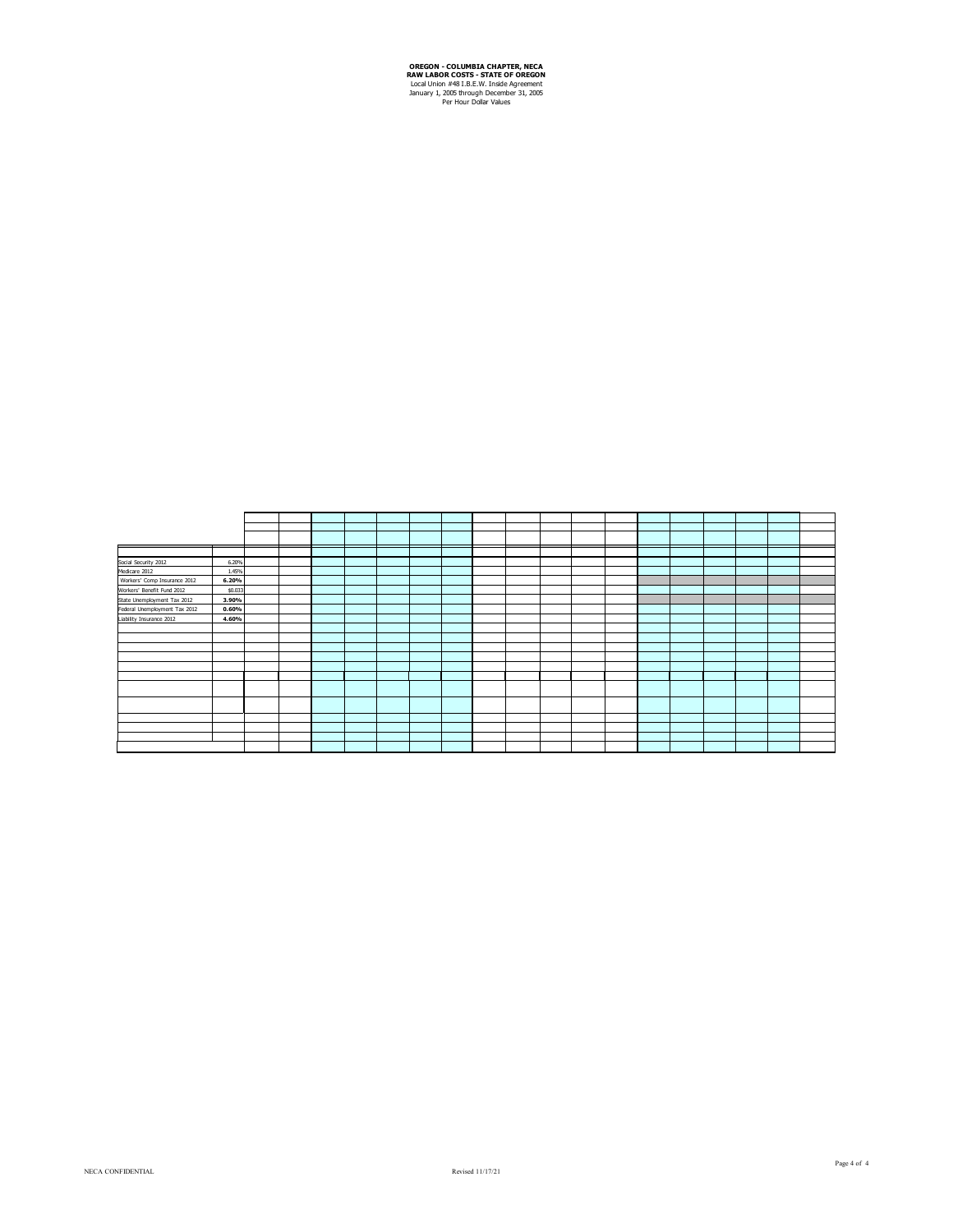**OREGON - COLUMBIA CHAPTER, NECA**
**RAW LABOR COSTS - STATE OF OREGON**
Local Union #48 I.B.E.W. Inside Agreement
January 1, 2005 through December 31, 2005
Per Hour Dollar Values

| | |
|---|---|
| Social Security 2012 | 6.20% |
| Medicare 2012 | 1.45% |
| Workers' Comp Insurance 2012 | **6.20%** |
| Workers' Benefit Fund 2012 | $0.033 |
| State Unemployment Tax 2012 | **3.90%** |
| Federal Unemployment Tax 2012 | **0.60%** |
| Liability Insurance 2012 | **4.60%** |

NECA CONFIDENTIAL

Revised 11/17/21